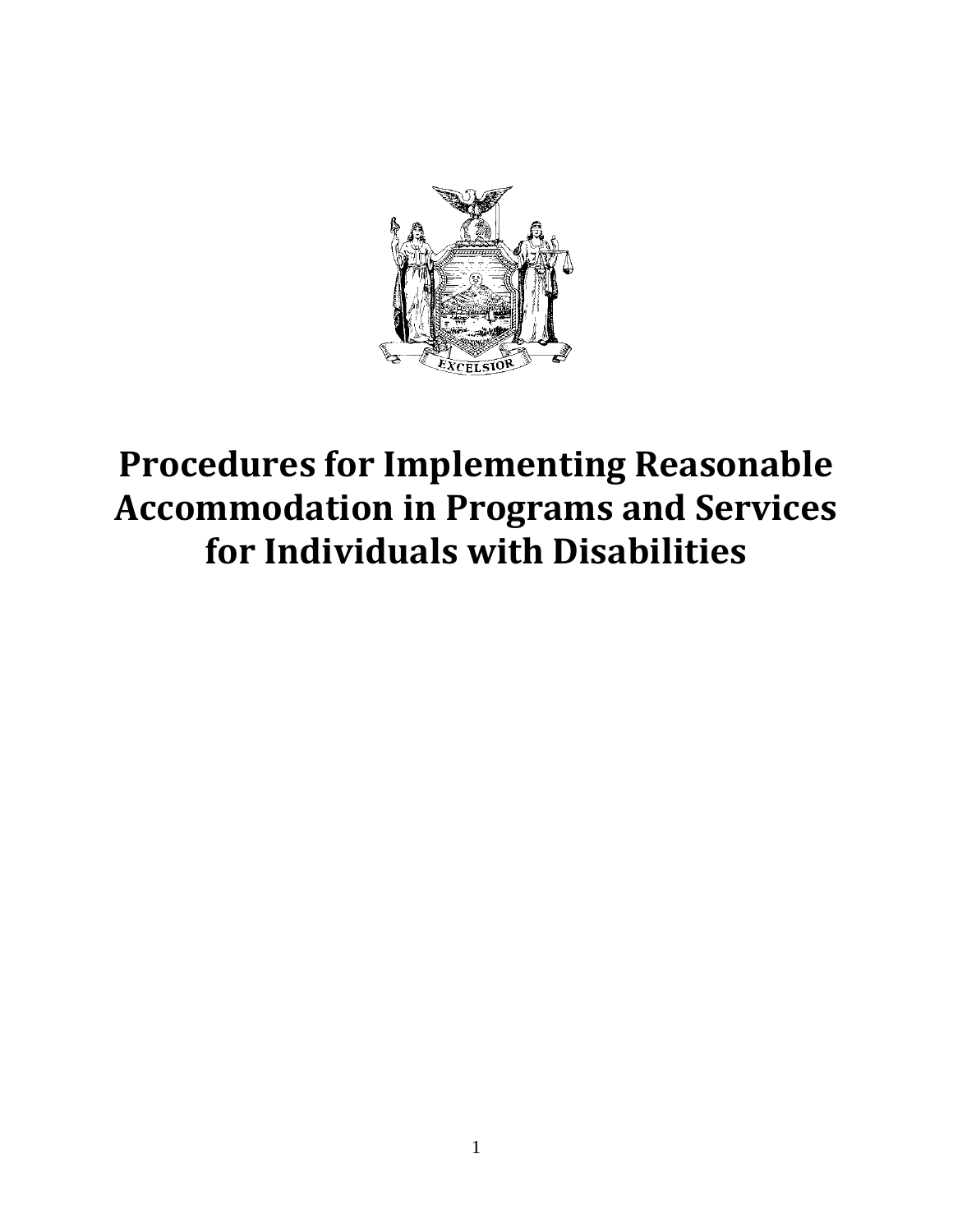# Procedures for Implementing Reasonable Accommodation in Programs and Services for Individuals with Disabilities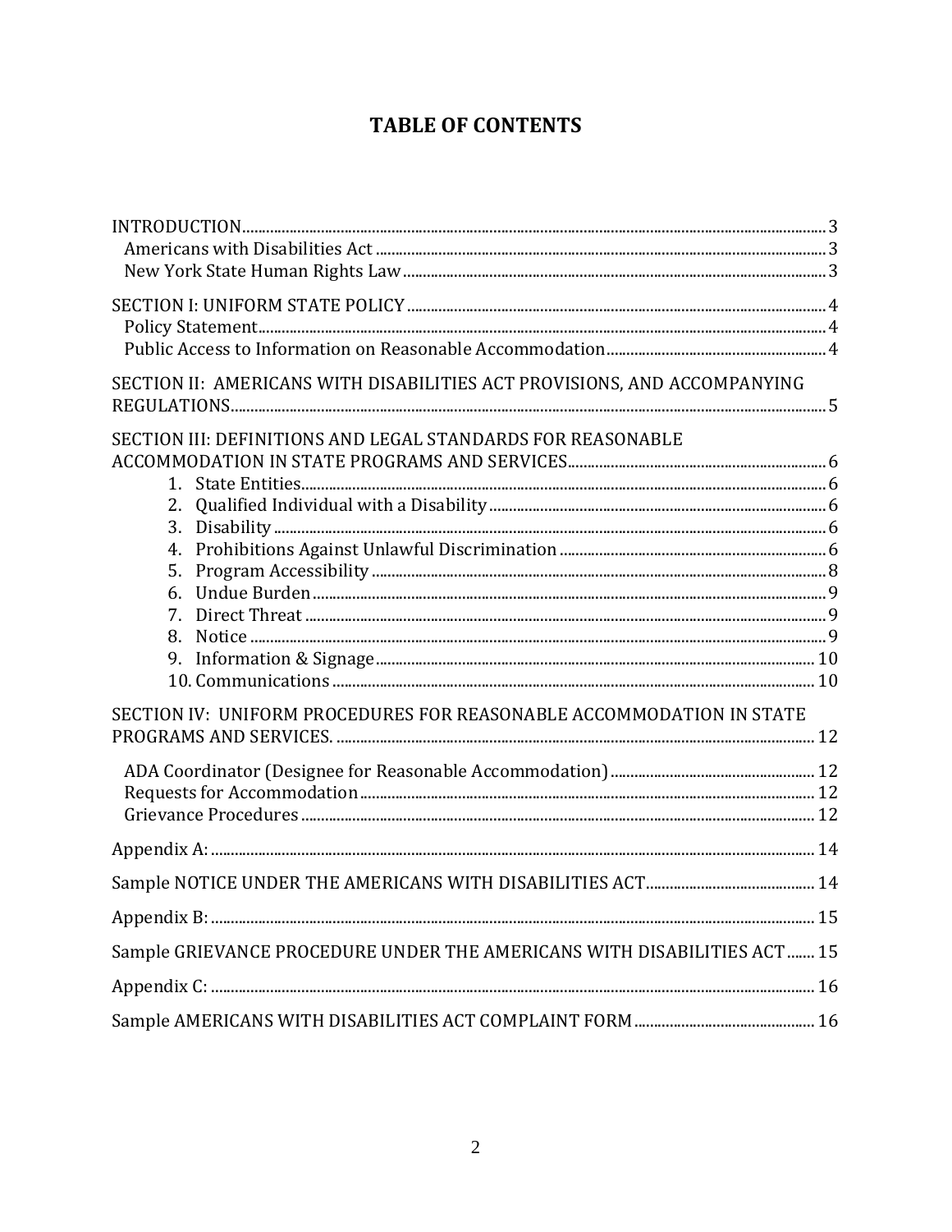# TABLE OF CONTENTS

INTRODUCTION ... 3
- Americans with Disabilities Act ... 3
- New York State Human Rights Law ... 3

SECTION I: UNIFORM STATE POLICY ... 4
- Policy Statement ... 4
- Public Access to Information on Reasonable Accommodation ... 4

SECTION II: AMERICANS WITH DISABILITIES ACT PROVISIONS, AND ACCOMPANYING REGULATIONS ... 5

SECTION III: DEFINITIONS AND LEGAL STANDARDS FOR REASONABLE ACCOMMODATION IN STATE PROGRAMS AND SERVICES ... 6

1. State Entities ... 6
2. Qualified Individual with a Disability ... 6
3. Disability ... 6
4. Prohibitions Against Unlawful Discrimination ... 6
5. Program Accessibility ... 8
6. Undue Burden ... 9
7. Direct Threat ... 9
8. Notice ... 9
9. Information & Signage ... 10
10. Communications ... 10

SECTION IV: UNIFORM PROCEDURES FOR REASONABLE ACCOMMODATION IN STATE PROGRAMS AND SERVICES. ... 12

- ADA Coordinator (Designee for Reasonable Accommodation) ... 12
- Requests for Accommodation ... 12
- Grievance Procedures ... 12

Appendix A: ... 14

Sample NOTICE UNDER THE AMERICANS WITH DISABILITIES ACT ... 14

Appendix B: ... 15

Sample GRIEVANCE PROCEDURE UNDER THE AMERICANS WITH DISABILITIES ACT ... 15

Appendix C: ... 16

Sample AMERICANS WITH DISABILITIES ACT COMPLAINT FORM ... 16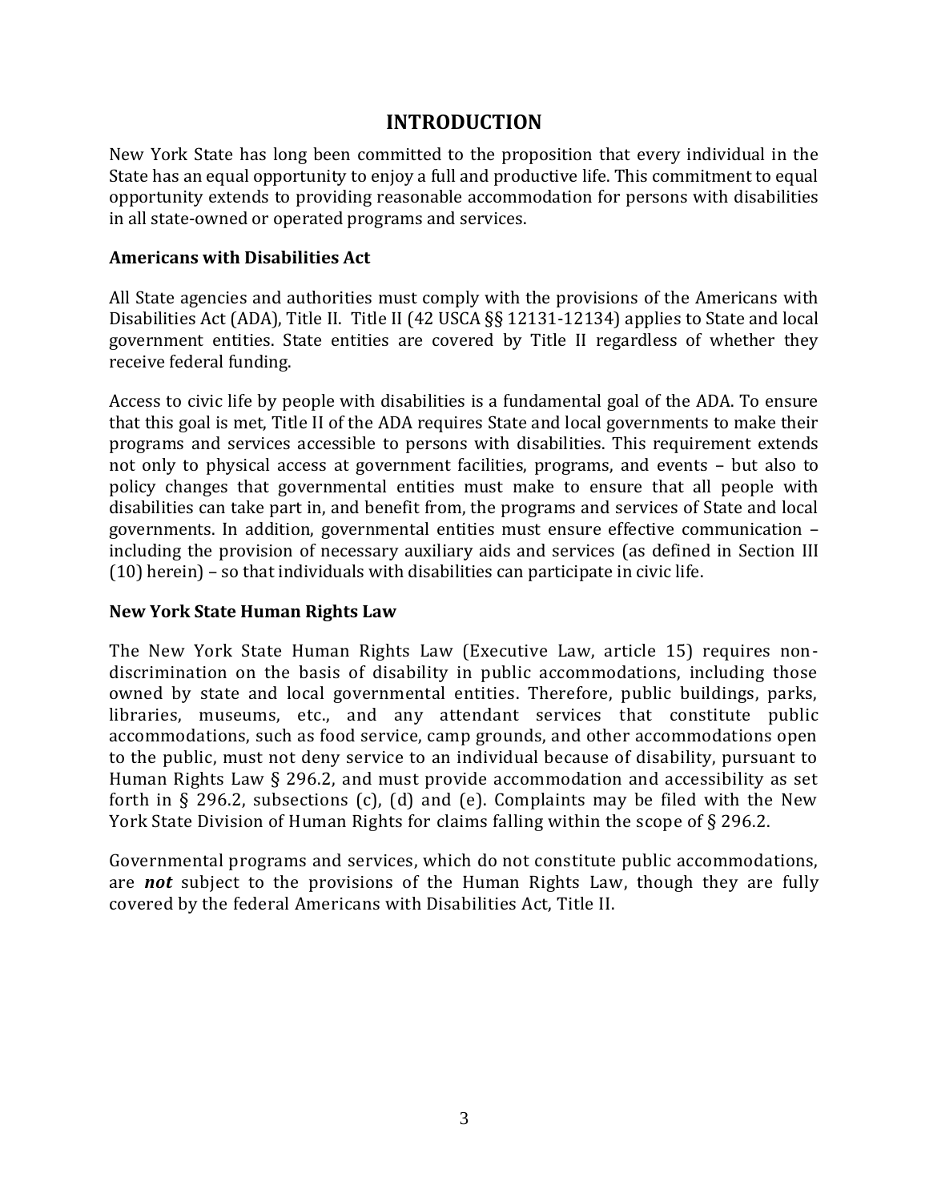## INTRODUCTION

New York State has long been committed to the proposition that every individual in the State has an equal opportunity to enjoy a full and productive life. This commitment to equal opportunity extends to providing reasonable accommodation for persons with disabilities in all state-owned or operated programs and services.

### Americans with Disabilities Act

All State agencies and authorities must comply with the provisions of the Americans with Disabilities Act (ADA), Title II. Title II (42 USCA §§ 12131-12134) applies to State and local government entities. State entities are covered by Title II regardless of whether they receive federal funding.

Access to civic life by people with disabilities is a fundamental goal of the ADA. To ensure that this goal is met, Title II of the ADA requires State and local governments to make their programs and services accessible to persons with disabilities. This requirement extends not only to physical access at government facilities, programs, and events – but also to policy changes that governmental entities must make to ensure that all people with disabilities can take part in, and benefit from, the programs and services of State and local governments. In addition, governmental entities must ensure effective communication – including the provision of necessary auxiliary aids and services (as defined in Section III (10) herein) – so that individuals with disabilities can participate in civic life.

### New York State Human Rights Law

The New York State Human Rights Law (Executive Law, article 15) requires non-discrimination on the basis of disability in public accommodations, including those owned by state and local governmental entities. Therefore, public buildings, parks, libraries, museums, etc., and any attendant services that constitute public accommodations, such as food service, camp grounds, and other accommodations open to the public, must not deny service to an individual because of disability, pursuant to Human Rights Law § 296.2, and must provide accommodation and accessibility as set forth in § 296.2, subsections (c), (d) and (e). Complaints may be filed with the New York State Division of Human Rights for claims falling within the scope of § 296.2.

Governmental programs and services, which do not constitute public accommodations, are ***not*** subject to the provisions of the Human Rights Law, though they are fully covered by the federal Americans with Disabilities Act, Title II.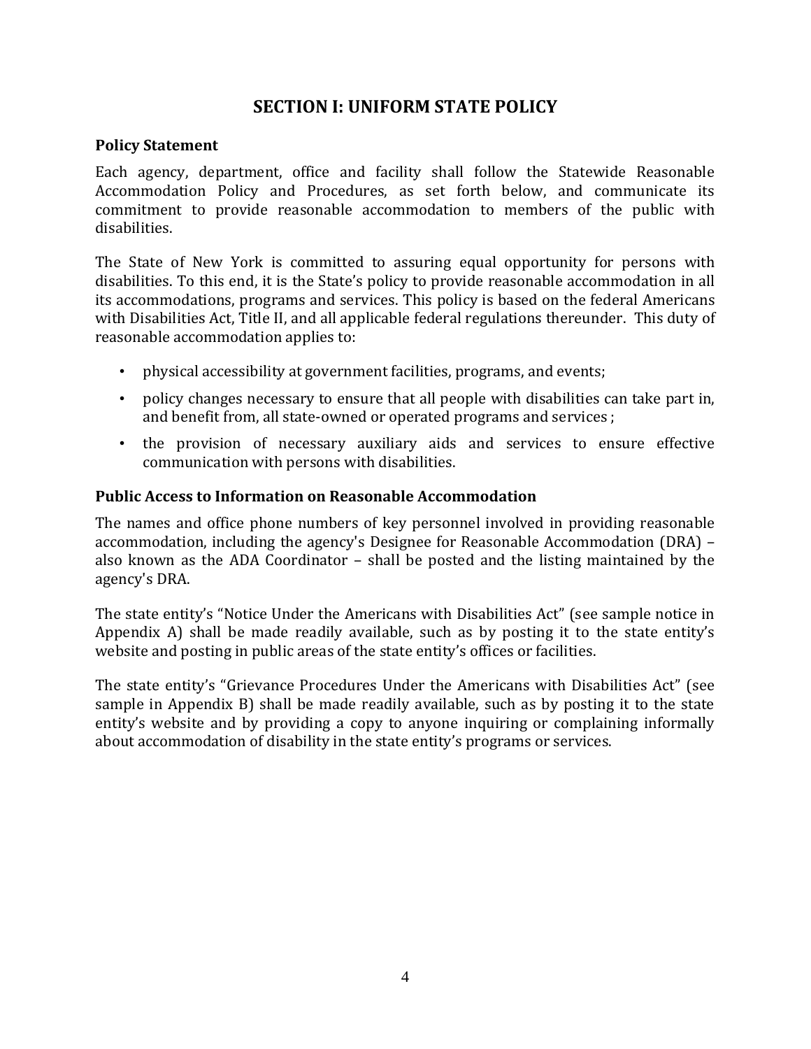## SECTION I: UNIFORM STATE POLICY

### Policy Statement

Each agency, department, office and facility shall follow the Statewide Reasonable Accommodation Policy and Procedures, as set forth below, and communicate its commitment to provide reasonable accommodation to members of the public with disabilities.

The State of New York is committed to assuring equal opportunity for persons with disabilities. To this end, it is the State's policy to provide reasonable accommodation in all its accommodations, programs and services. This policy is based on the federal Americans with Disabilities Act, Title II, and all applicable federal regulations thereunder. This duty of reasonable accommodation applies to:

- physical accessibility at government facilities, programs, and events;
- policy changes necessary to ensure that all people with disabilities can take part in, and benefit from, all state-owned or operated programs and services ;
- the provision of necessary auxiliary aids and services to ensure effective communication with persons with disabilities.

### Public Access to Information on Reasonable Accommodation

The names and office phone numbers of key personnel involved in providing reasonable accommodation, including the agency's Designee for Reasonable Accommodation (DRA) – also known as the ADA Coordinator – shall be posted and the listing maintained by the agency's DRA.

The state entity's "Notice Under the Americans with Disabilities Act" (see sample notice in Appendix A) shall be made readily available, such as by posting it to the state entity's website and posting in public areas of the state entity's offices or facilities.

The state entity's "Grievance Procedures Under the Americans with Disabilities Act" (see sample in Appendix B) shall be made readily available, such as by posting it to the state entity's website and by providing a copy to anyone inquiring or complaining informally about accommodation of disability in the state entity's programs or services.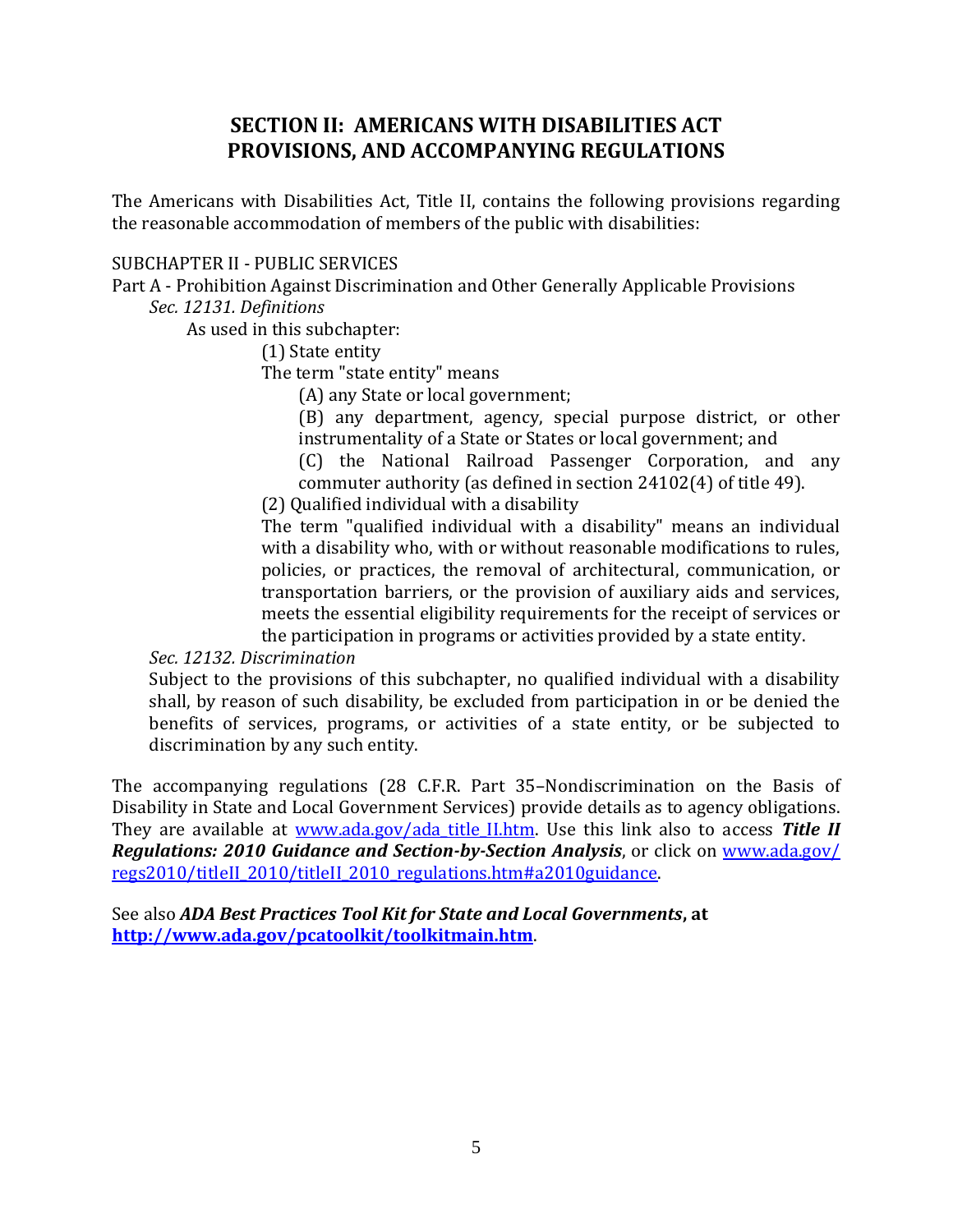## SECTION II: AMERICANS WITH DISABILITIES ACT PROVISIONS, AND ACCOMPANYING REGULATIONS

The Americans with Disabilities Act, Title II, contains the following provisions regarding the reasonable accommodation of members of the public with disabilities:

SUBCHAPTER II - PUBLIC SERVICES

Part A - Prohibition Against Discrimination and Other Generally Applicable Provisions

*Sec. 12131. Definitions*

As used in this subchapter:

(1) State entity

The term "state entity" means

(A) any State or local government;

(B) any department, agency, special purpose district, or other instrumentality of a State or States or local government; and

(C) the National Railroad Passenger Corporation, and any commuter authority (as defined in section 24102(4) of title 49).

(2) Qualified individual with a disability

The term "qualified individual with a disability" means an individual with a disability who, with or without reasonable modifications to rules, policies, or practices, the removal of architectural, communication, or transportation barriers, or the provision of auxiliary aids and services, meets the essential eligibility requirements for the receipt of services or the participation in programs or activities provided by a state entity.

*Sec. 12132. Discrimination*

Subject to the provisions of this subchapter, no qualified individual with a disability shall, by reason of such disability, be excluded from participation in or be denied the benefits of services, programs, or activities of a state entity, or be subjected to discrimination by any such entity.

The accompanying regulations (28 C.F.R. Part 35–Nondiscrimination on the Basis of Disability in State and Local Government Services) provide details as to agency obligations. They are available at www.ada.gov/ada_title_II.htm. Use this link also to access ***Title II Regulations: 2010 Guidance and Section-by-Section Analysis***, or click on www.ada.gov/regs2010/titleII_2010/titleII_2010_regulations.htm#a2010guidance.

See also ***ADA Best Practices Tool Kit for State and Local Governments*, at http://www.ada.gov/pcatoolkit/toolkitmain.htm**.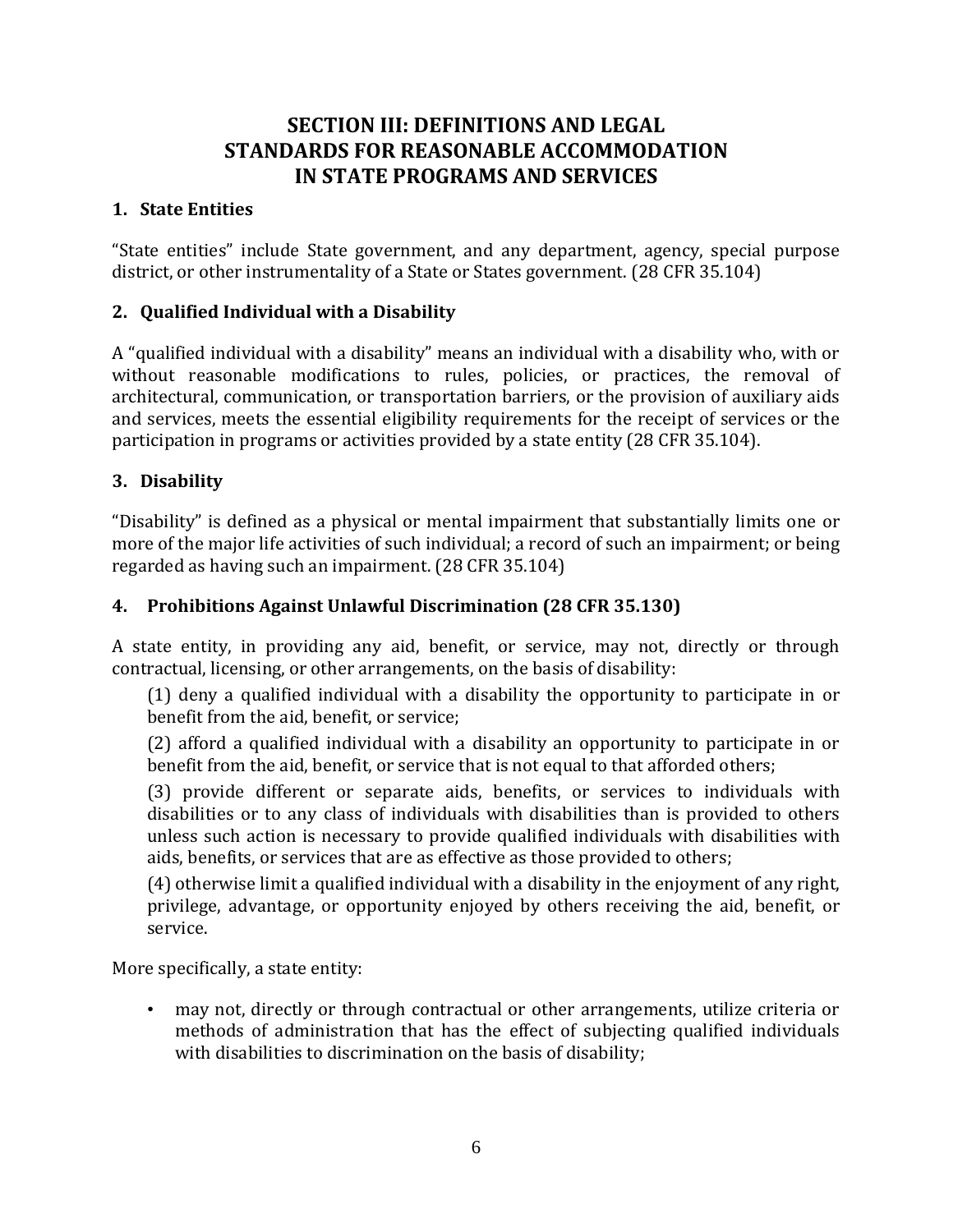# SECTION III: DEFINITIONS AND LEGAL STANDARDS FOR REASONABLE ACCOMMODATION IN STATE PROGRAMS AND SERVICES

## 1. State Entities

"State entities" include State government, and any department, agency, special purpose district, or other instrumentality of a State or States government. (28 CFR 35.104)

## 2. Qualified Individual with a Disability

A "qualified individual with a disability" means an individual with a disability who, with or without reasonable modifications to rules, policies, or practices, the removal of architectural, communication, or transportation barriers, or the provision of auxiliary aids and services, meets the essential eligibility requirements for the receipt of services or the participation in programs or activities provided by a state entity (28 CFR 35.104).

## 3. Disability

"Disability" is defined as a physical or mental impairment that substantially limits one or more of the major life activities of such individual; a record of such an impairment; or being regarded as having such an impairment. (28 CFR 35.104)

## 4. Prohibitions Against Unlawful Discrimination (28 CFR 35.130)

A state entity, in providing any aid, benefit, or service, may not, directly or through contractual, licensing, or other arrangements, on the basis of disability:

(1) deny a qualified individual with a disability the opportunity to participate in or benefit from the aid, benefit, or service;

(2) afford a qualified individual with a disability an opportunity to participate in or benefit from the aid, benefit, or service that is not equal to that afforded others;

(3) provide different or separate aids, benefits, or services to individuals with disabilities or to any class of individuals with disabilities than is provided to others unless such action is necessary to provide qualified individuals with disabilities with aids, benefits, or services that are as effective as those provided to others;

(4) otherwise limit a qualified individual with a disability in the enjoyment of any right, privilege, advantage, or opportunity enjoyed by others receiving the aid, benefit, or service.

More specifically, a state entity:

- may not, directly or through contractual or other arrangements, utilize criteria or methods of administration that has the effect of subjecting qualified individuals with disabilities to discrimination on the basis of disability;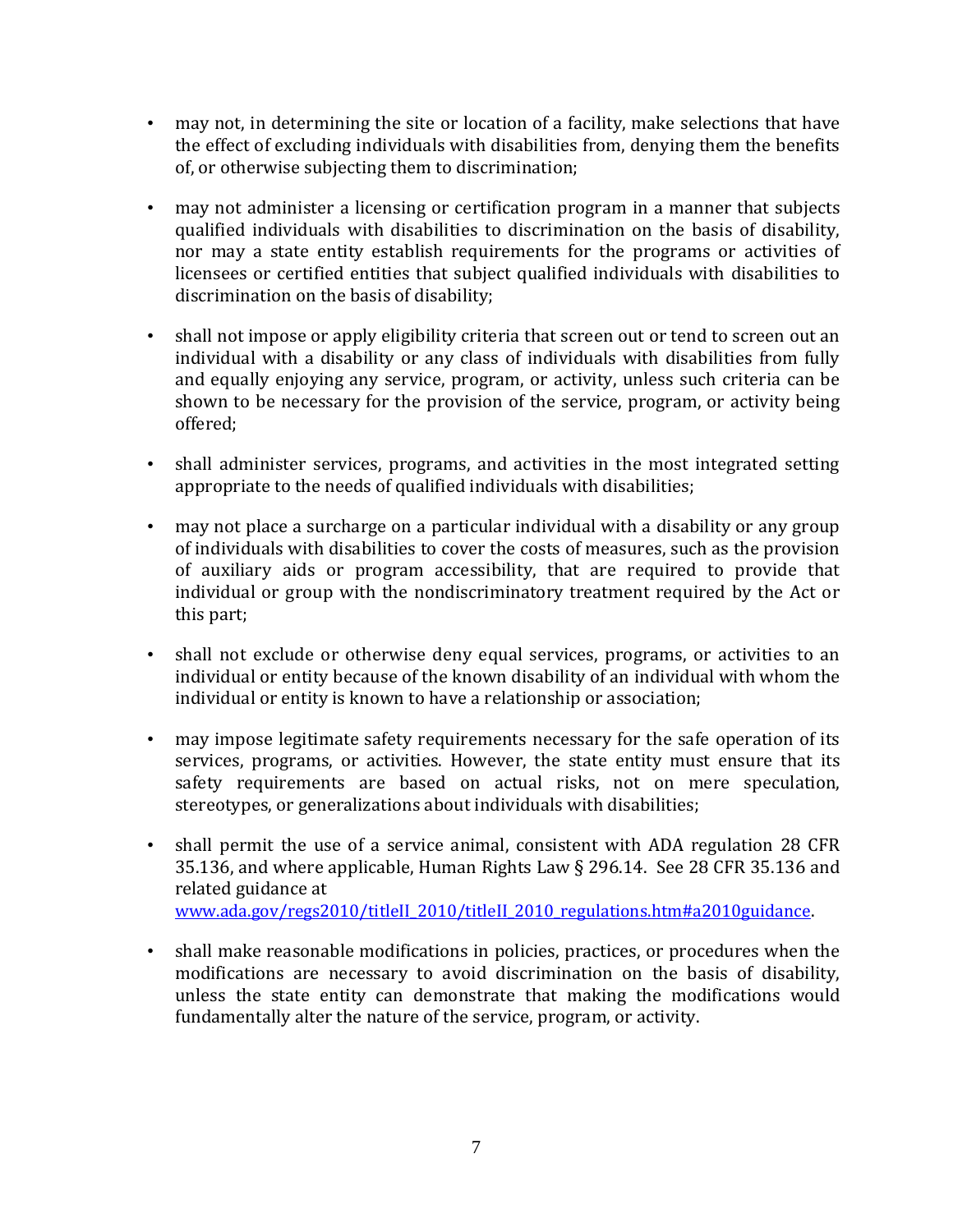- may not, in determining the site or location of a facility, make selections that have the effect of excluding individuals with disabilities from, denying them the benefits of, or otherwise subjecting them to discrimination;

- may not administer a licensing or certification program in a manner that subjects qualified individuals with disabilities to discrimination on the basis of disability, nor may a state entity establish requirements for the programs or activities of licensees or certified entities that subject qualified individuals with disabilities to discrimination on the basis of disability;

- shall not impose or apply eligibility criteria that screen out or tend to screen out an individual with a disability or any class of individuals with disabilities from fully and equally enjoying any service, program, or activity, unless such criteria can be shown to be necessary for the provision of the service, program, or activity being offered;

- shall administer services, programs, and activities in the most integrated setting appropriate to the needs of qualified individuals with disabilities;

- may not place a surcharge on a particular individual with a disability or any group of individuals with disabilities to cover the costs of measures, such as the provision of auxiliary aids or program accessibility, that are required to provide that individual or group with the nondiscriminatory treatment required by the Act or this part;

- shall not exclude or otherwise deny equal services, programs, or activities to an individual or entity because of the known disability of an individual with whom the individual or entity is known to have a relationship or association;

- may impose legitimate safety requirements necessary for the safe operation of its services, programs, or activities. However, the state entity must ensure that its safety requirements are based on actual risks, not on mere speculation, stereotypes, or generalizations about individuals with disabilities;

- shall permit the use of a service animal, consistent with ADA regulation 28 CFR 35.136, and where applicable, Human Rights Law § 296.14. See 28 CFR 35.136 and related guidance at www.ada.gov/regs2010/titleII_2010/titleII_2010_regulations.htm#a2010guidance.

- shall make reasonable modifications in policies, practices, or procedures when the modifications are necessary to avoid discrimination on the basis of disability, unless the state entity can demonstrate that making the modifications would fundamentally alter the nature of the service, program, or activity.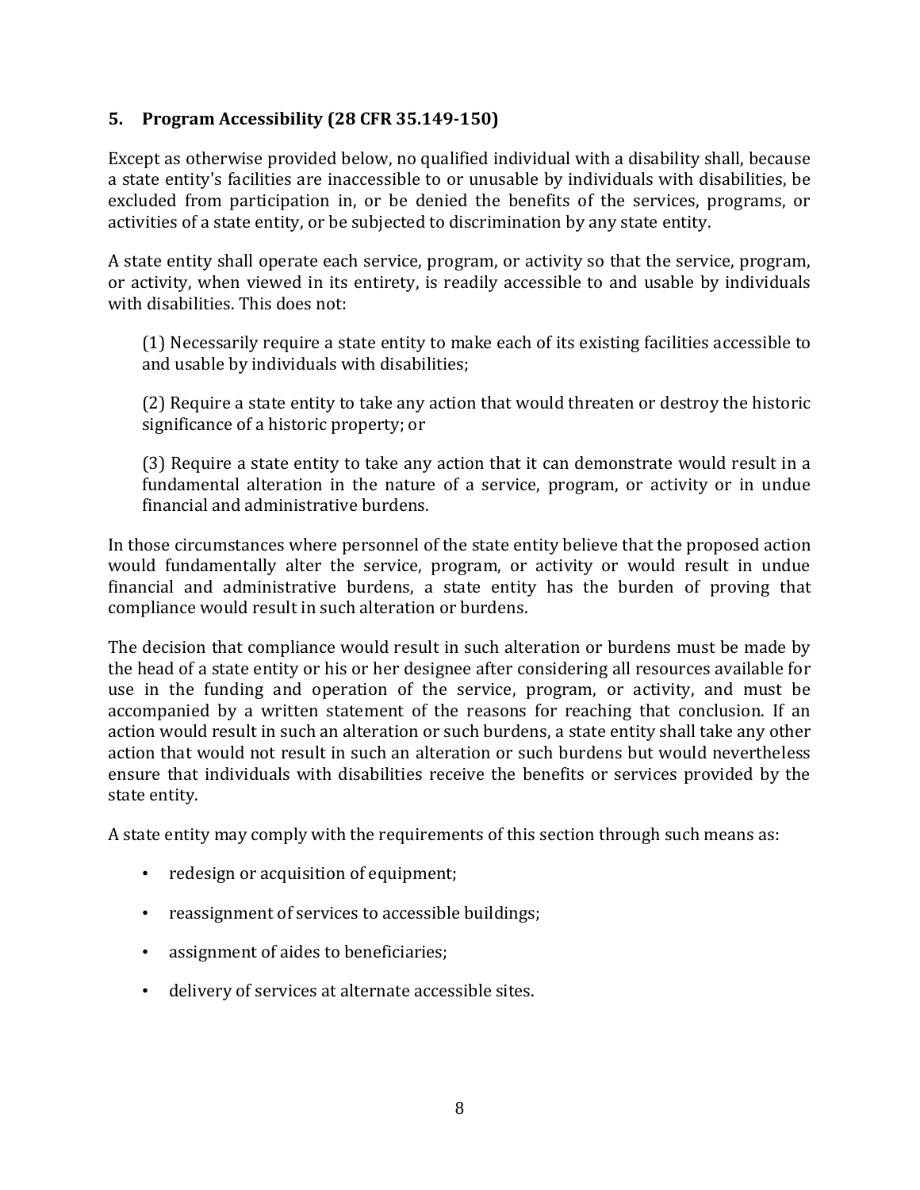## 5. Program Accessibility (28 CFR 35.149-150)

Except as otherwise provided below, no qualified individual with a disability shall, because a state entity's facilities are inaccessible to or unusable by individuals with disabilities, be excluded from participation in, or be denied the benefits of the services, programs, or activities of a state entity, or be subjected to discrimination by any state entity.

A state entity shall operate each service, program, or activity so that the service, program, or activity, when viewed in its entirety, is readily accessible to and usable by individuals with disabilities. This does not:

> (1) Necessarily require a state entity to make each of its existing facilities accessible to and usable by individuals with disabilities;
>
> (2) Require a state entity to take any action that would threaten or destroy the historic significance of a historic property; or
>
> (3) Require a state entity to take any action that it can demonstrate would result in a fundamental alteration in the nature of a service, program, or activity or in undue financial and administrative burdens.

In those circumstances where personnel of the state entity believe that the proposed action would fundamentally alter the service, program, or activity or would result in undue financial and administrative burdens, a state entity has the burden of proving that compliance would result in such alteration or burdens.

The decision that compliance would result in such alteration or burdens must be made by the head of a state entity or his or her designee after considering all resources available for use in the funding and operation of the service, program, or activity, and must be accompanied by a written statement of the reasons for reaching that conclusion. If an action would result in such an alteration or such burdens, a state entity shall take any other action that would not result in such an alteration or such burdens but would nevertheless ensure that individuals with disabilities receive the benefits or services provided by the state entity.

A state entity may comply with the requirements of this section through such means as:

- redesign or acquisition of equipment;
- reassignment of services to accessible buildings;
- assignment of aides to beneficiaries;
- delivery of services at alternate accessible sites.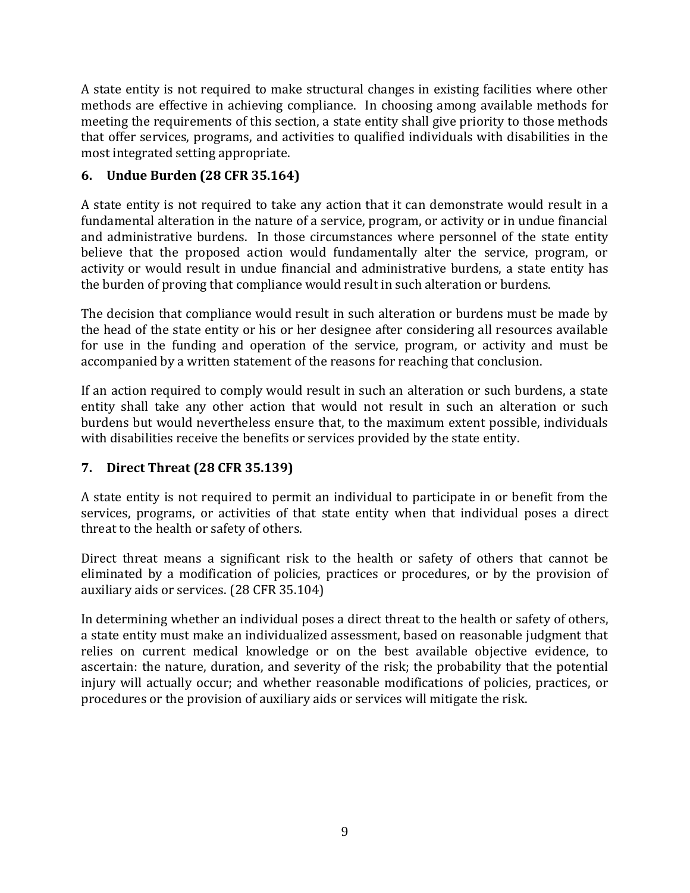A state entity is not required to make structural changes in existing facilities where other methods are effective in achieving compliance. In choosing among available methods for meeting the requirements of this section, a state entity shall give priority to those methods that offer services, programs, and activities to qualified individuals with disabilities in the most integrated setting appropriate.

### 6. Undue Burden (28 CFR 35.164)

A state entity is not required to take any action that it can demonstrate would result in a fundamental alteration in the nature of a service, program, or activity or in undue financial and administrative burdens. In those circumstances where personnel of the state entity believe that the proposed action would fundamentally alter the service, program, or activity or would result in undue financial and administrative burdens, a state entity has the burden of proving that compliance would result in such alteration or burdens.

The decision that compliance would result in such alteration or burdens must be made by the head of the state entity or his or her designee after considering all resources available for use in the funding and operation of the service, program, or activity and must be accompanied by a written statement of the reasons for reaching that conclusion.

If an action required to comply would result in such an alteration or such burdens, a state entity shall take any other action that would not result in such an alteration or such burdens but would nevertheless ensure that, to the maximum extent possible, individuals with disabilities receive the benefits or services provided by the state entity.

### 7. Direct Threat (28 CFR 35.139)

A state entity is not required to permit an individual to participate in or benefit from the services, programs, or activities of that state entity when that individual poses a direct threat to the health or safety of others.

Direct threat means a significant risk to the health or safety of others that cannot be eliminated by a modification of policies, practices or procedures, or by the provision of auxiliary aids or services. (28 CFR 35.104)

In determining whether an individual poses a direct threat to the health or safety of others, a state entity must make an individualized assessment, based on reasonable judgment that relies on current medical knowledge or on the best available objective evidence, to ascertain: the nature, duration, and severity of the risk; the probability that the potential injury will actually occur; and whether reasonable modifications of policies, practices, or procedures or the provision of auxiliary aids or services will mitigate the risk.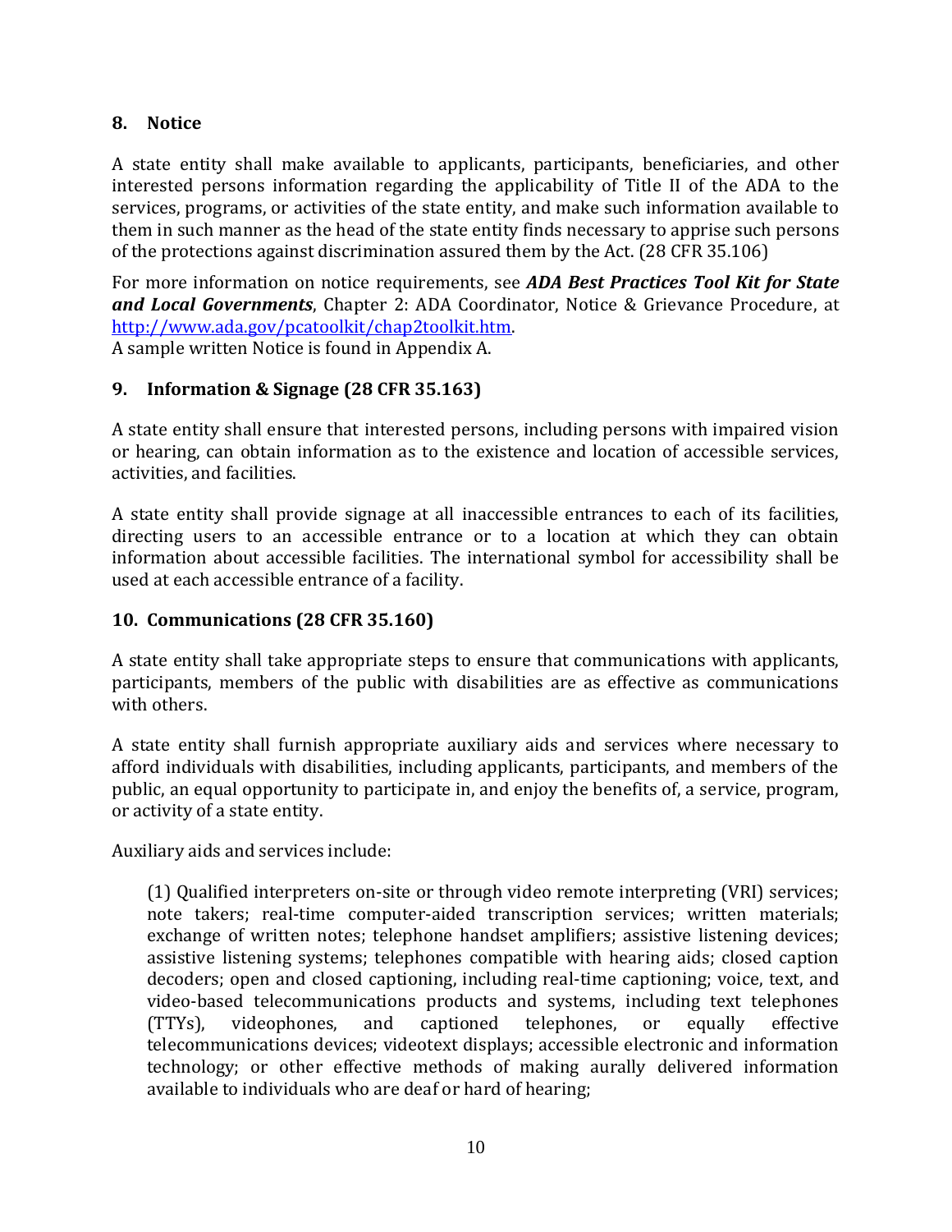## 8. Notice

A state entity shall make available to applicants, participants, beneficiaries, and other interested persons information regarding the applicability of Title II of the ADA to the services, programs, or activities of the state entity, and make such information available to them in such manner as the head of the state entity finds necessary to apprise such persons of the protections against discrimination assured them by the Act. (28 CFR 35.106)

For more information on notice requirements, see ***ADA Best Practices Tool Kit for State and Local Governments***, Chapter 2: ADA Coordinator, Notice & Grievance Procedure, at http://www.ada.gov/pcatoolkit/chap2toolkit.htm.
A sample written Notice is found in Appendix A.

## 9. Information & Signage (28 CFR 35.163)

A state entity shall ensure that interested persons, including persons with impaired vision or hearing, can obtain information as to the existence and location of accessible services, activities, and facilities.

A state entity shall provide signage at all inaccessible entrances to each of its facilities, directing users to an accessible entrance or to a location at which they can obtain information about accessible facilities. The international symbol for accessibility shall be used at each accessible entrance of a facility.

## 10. Communications (28 CFR 35.160)

A state entity shall take appropriate steps to ensure that communications with applicants, participants, members of the public with disabilities are as effective as communications with others.

A state entity shall furnish appropriate auxiliary aids and services where necessary to afford individuals with disabilities, including applicants, participants, and members of the public, an equal opportunity to participate in, and enjoy the benefits of, a service, program, or activity of a state entity.

Auxiliary aids and services include:

> (1) Qualified interpreters on-site or through video remote interpreting (VRI) services; note takers; real-time computer-aided transcription services; written materials; exchange of written notes; telephone handset amplifiers; assistive listening devices; assistive listening systems; telephones compatible with hearing aids; closed caption decoders; open and closed captioning, including real-time captioning; voice, text, and video-based telecommunications products and systems, including text telephones (TTYs), videophones, and captioned telephones, or equally effective telecommunications devices; videotext displays; accessible electronic and information technology; or other effective methods of making aurally delivered information available to individuals who are deaf or hard of hearing;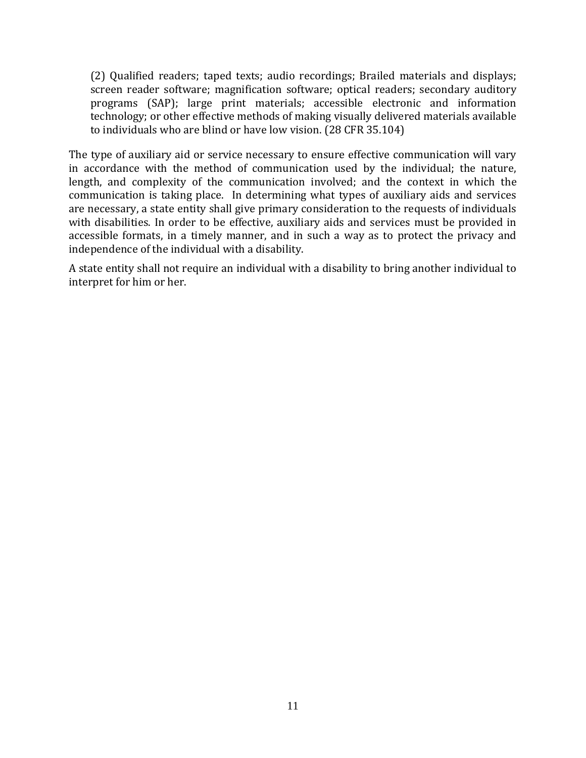> (2) Qualified readers; taped texts; audio recordings; Brailed materials and displays; screen reader software; magnification software; optical readers; secondary auditory programs (SAP); large print materials; accessible electronic and information technology; or other effective methods of making visually delivered materials available to individuals who are blind or have low vision. (28 CFR 35.104)

The type of auxiliary aid or service necessary to ensure effective communication will vary in accordance with the method of communication used by the individual; the nature, length, and complexity of the communication involved; and the context in which the communication is taking place. In determining what types of auxiliary aids and services are necessary, a state entity shall give primary consideration to the requests of individuals with disabilities. In order to be effective, auxiliary aids and services must be provided in accessible formats, in a timely manner, and in such a way as to protect the privacy and independence of the individual with a disability.

A state entity shall not require an individual with a disability to bring another individual to interpret for him or her.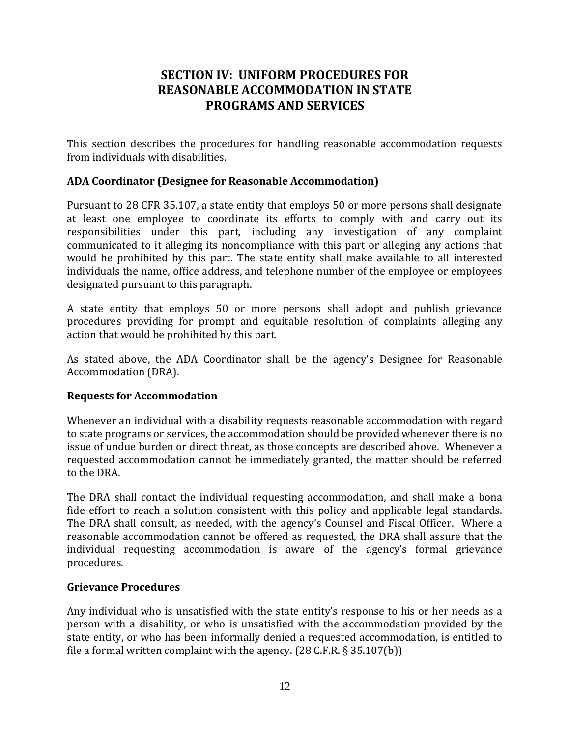# SECTION IV: UNIFORM PROCEDURES FOR REASONABLE ACCOMMODATION IN STATE PROGRAMS AND SERVICES

This section describes the procedures for handling reasonable accommodation requests from individuals with disabilities.

### ADA Coordinator (Designee for Reasonable Accommodation)

Pursuant to 28 CFR 35.107, a state entity that employs 50 or more persons shall designate at least one employee to coordinate its efforts to comply with and carry out its responsibilities under this part, including any investigation of any complaint communicated to it alleging its noncompliance with this part or alleging any actions that would be prohibited by this part. The state entity shall make available to all interested individuals the name, office address, and telephone number of the employee or employees designated pursuant to this paragraph.

A state entity that employs 50 or more persons shall adopt and publish grievance procedures providing for prompt and equitable resolution of complaints alleging any action that would be prohibited by this part.

As stated above, the ADA Coordinator shall be the agency's Designee for Reasonable Accommodation (DRA).

### Requests for Accommodation

Whenever an individual with a disability requests reasonable accommodation with regard to state programs or services, the accommodation should be provided whenever there is no issue of undue burden or direct threat, as those concepts are described above. Whenever a requested accommodation cannot be immediately granted, the matter should be referred to the DRA.

The DRA shall contact the individual requesting accommodation, and shall make a bona fide effort to reach a solution consistent with this policy and applicable legal standards. The DRA shall consult, as needed, with the agency's Counsel and Fiscal Officer. Where a reasonable accommodation cannot be offered as requested, the DRA shall assure that the individual requesting accommodation is aware of the agency's formal grievance procedures.

### Grievance Procedures

Any individual who is unsatisfied with the state entity's response to his or her needs as a person with a disability, or who is unsatisfied with the accommodation provided by the state entity, or who has been informally denied a requested accommodation, is entitled to file a formal written complaint with the agency. (28 C.F.R. § 35.107(b))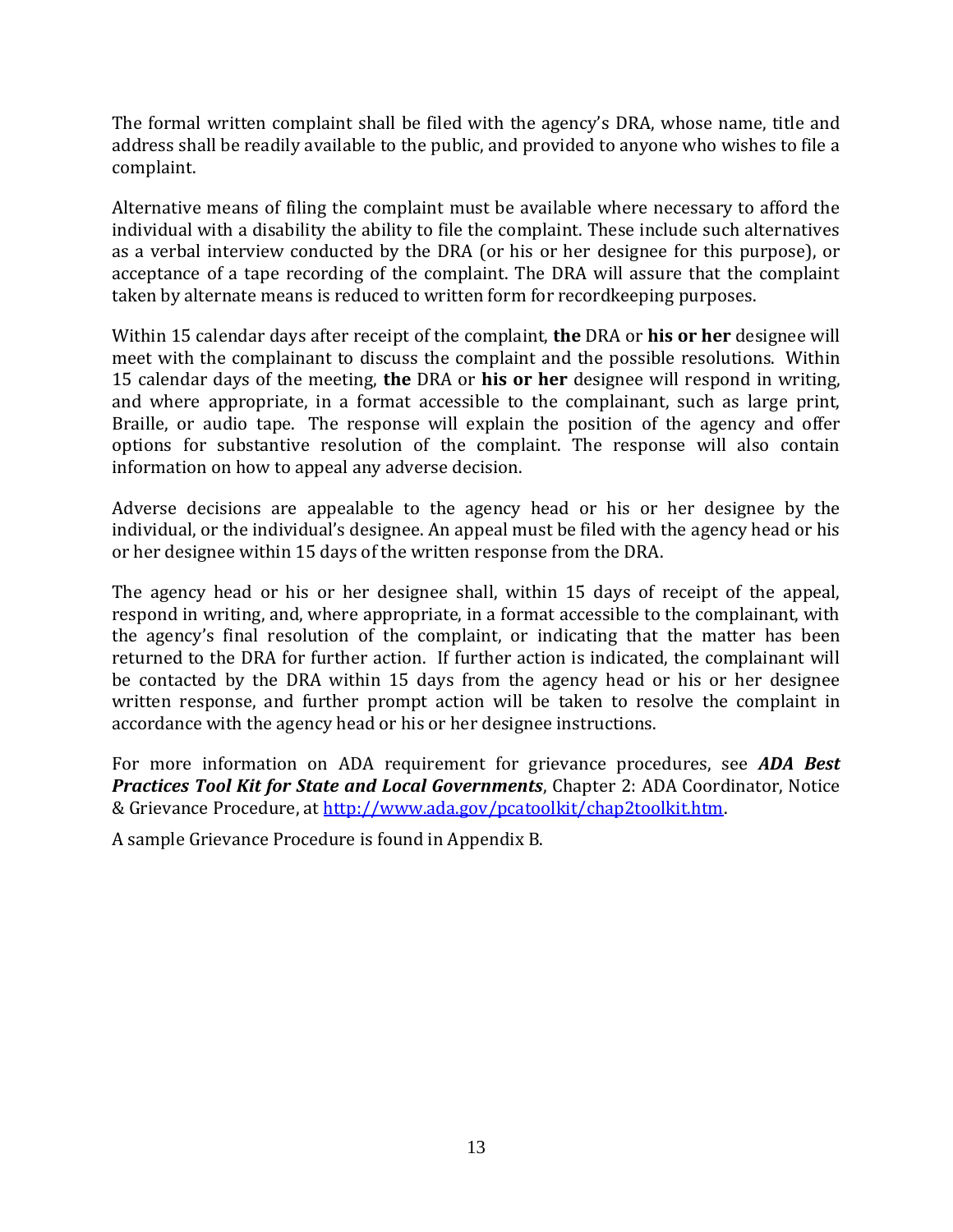The formal written complaint shall be filed with the agency's DRA, whose name, title and address shall be readily available to the public, and provided to anyone who wishes to file a complaint.

Alternative means of filing the complaint must be available where necessary to afford the individual with a disability the ability to file the complaint. These include such alternatives as a verbal interview conducted by the DRA (or his or her designee for this purpose), or acceptance of a tape recording of the complaint. The DRA will assure that the complaint taken by alternate means is reduced to written form for recordkeeping purposes.

Within 15 calendar days after receipt of the complaint, **the** DRA or **his or her** designee will meet with the complainant to discuss the complaint and the possible resolutions. Within 15 calendar days of the meeting, **the** DRA or **his or her** designee will respond in writing, and where appropriate, in a format accessible to the complainant, such as large print, Braille, or audio tape. The response will explain the position of the agency and offer options for substantive resolution of the complaint. The response will also contain information on how to appeal any adverse decision.

Adverse decisions are appealable to the agency head or his or her designee by the individual, or the individual's designee. An appeal must be filed with the agency head or his or her designee within 15 days of the written response from the DRA.

The agency head or his or her designee shall, within 15 days of receipt of the appeal, respond in writing, and, where appropriate, in a format accessible to the complainant, with the agency's final resolution of the complaint, or indicating that the matter has been returned to the DRA for further action. If further action is indicated, the complainant will be contacted by the DRA within 15 days from the agency head or his or her designee written response, and further prompt action will be taken to resolve the complaint in accordance with the agency head or his or her designee instructions.

For more information on ADA requirement for grievance procedures, see ***ADA Best Practices Tool Kit for State and Local Governments***, Chapter 2: ADA Coordinator, Notice & Grievance Procedure, at [http://www.ada.gov/pcatoolkit/chap2toolkit.htm](http://www.ada.gov/pcatoolkit/chap2toolkit.htm).

A sample Grievance Procedure is found in Appendix B.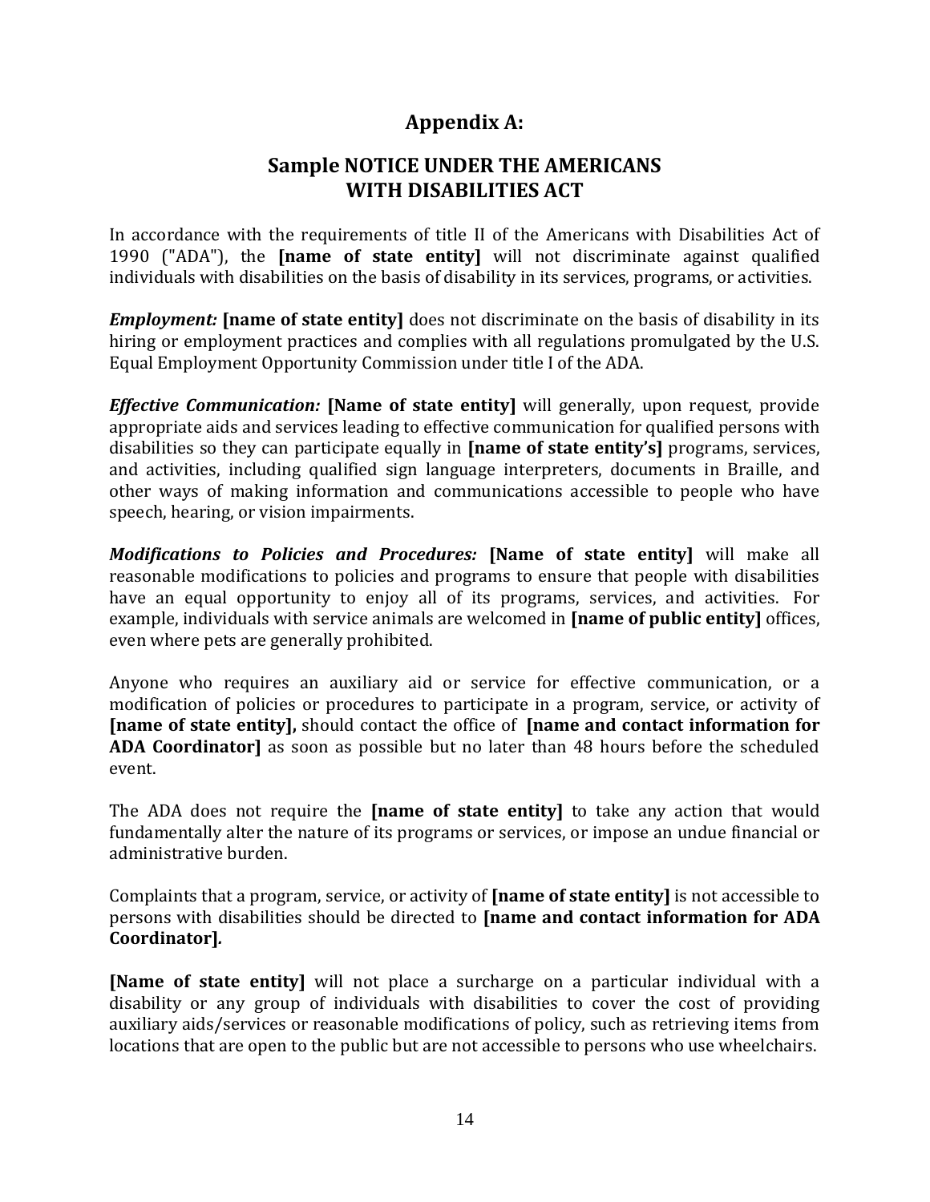## Appendix A:

## Sample NOTICE UNDER THE AMERICANS WITH DISABILITIES ACT

In accordance with the requirements of title II of the Americans with Disabilities Act of 1990 ("ADA"), the **[name of state entity]** will not discriminate against qualified individuals with disabilities on the basis of disability in its services, programs, or activities.

***Employment:*** **[name of state entity]** does not discriminate on the basis of disability in its hiring or employment practices and complies with all regulations promulgated by the U.S. Equal Employment Opportunity Commission under title I of the ADA.

***Effective Communication:*** **[Name of state entity]** will generally, upon request, provide appropriate aids and services leading to effective communication for qualified persons with disabilities so they can participate equally in **[name of state entity's]** programs, services, and activities, including qualified sign language interpreters, documents in Braille, and other ways of making information and communications accessible to people who have speech, hearing, or vision impairments.

***Modifications to Policies and Procedures:*** **[Name of state entity]** will make all reasonable modifications to policies and programs to ensure that people with disabilities have an equal opportunity to enjoy all of its programs, services, and activities. For example, individuals with service animals are welcomed in **[name of public entity]** offices, even where pets are generally prohibited.

Anyone who requires an auxiliary aid or service for effective communication, or a modification of policies or procedures to participate in a program, service, or activity of **[name of state entity],** should contact the office of **[name and contact information for ADA Coordinator]** as soon as possible but no later than 48 hours before the scheduled event.

The ADA does not require the **[name of state entity]** to take any action that would fundamentally alter the nature of its programs or services, or impose an undue financial or administrative burden.

Complaints that a program, service, or activity of **[name of state entity]** is not accessible to persons with disabilities should be directed to **[name and contact information for ADA Coordinator].**

**[Name of state entity]** will not place a surcharge on a particular individual with a disability or any group of individuals with disabilities to cover the cost of providing auxiliary aids/services or reasonable modifications of policy, such as retrieving items from locations that are open to the public but are not accessible to persons who use wheelchairs.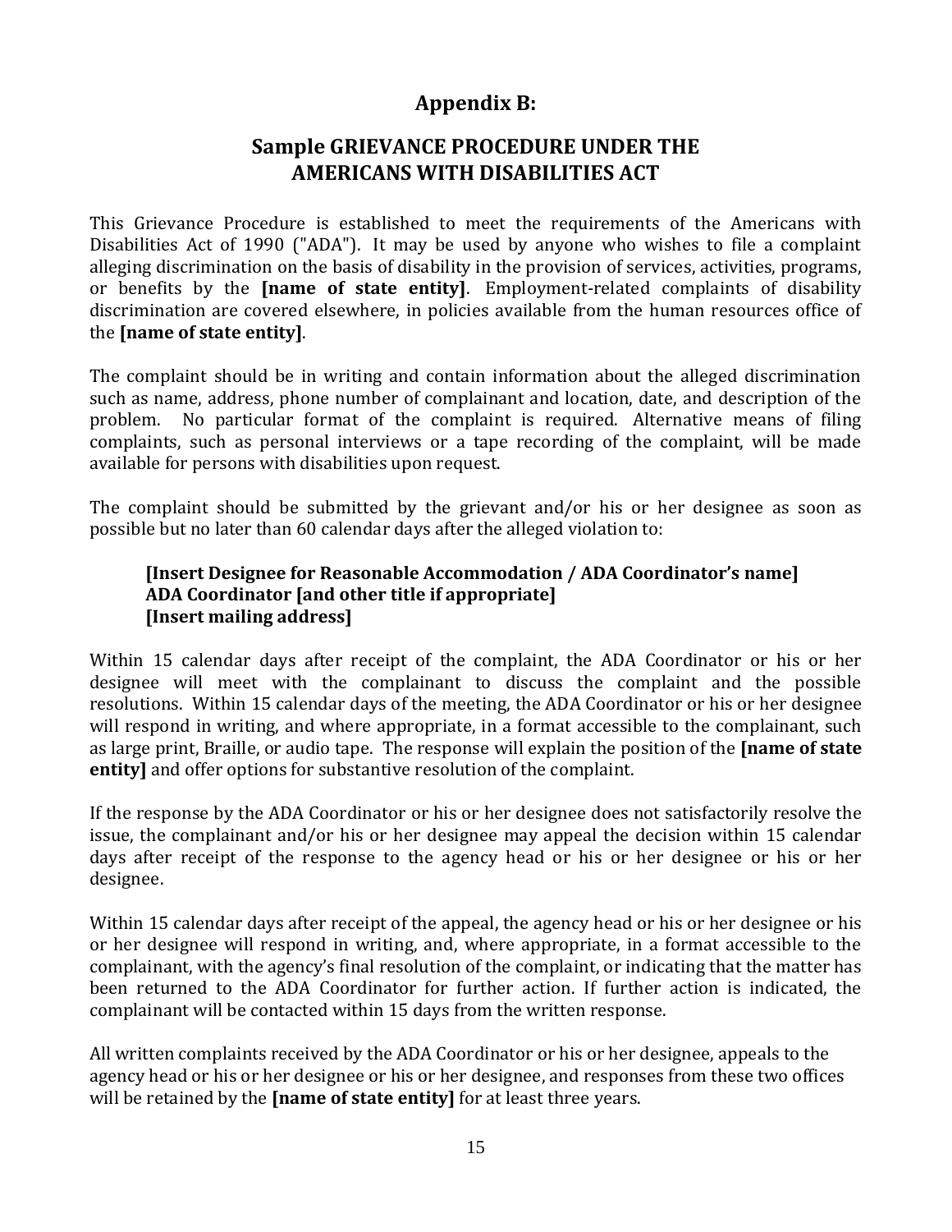## Appendix B:

## Sample GRIEVANCE PROCEDURE UNDER THE AMERICANS WITH DISABILITIES ACT

This Grievance Procedure is established to meet the requirements of the Americans with Disabilities Act of 1990 ("ADA"). It may be used by anyone who wishes to file a complaint alleging discrimination on the basis of disability in the provision of services, activities, programs, or benefits by the **[name of state entity]**. Employment-related complaints of disability discrimination are covered elsewhere, in policies available from the human resources office of the **[name of state entity]**.

The complaint should be in writing and contain information about the alleged discrimination such as name, address, phone number of complainant and location, date, and description of the problem. No particular format of the complaint is required. Alternative means of filing complaints, such as personal interviews or a tape recording of the complaint, will be made available for persons with disabilities upon request.

The complaint should be submitted by the grievant and/or his or her designee as soon as possible but no later than 60 calendar days after the alleged violation to:

> **[Insert Designee for Reasonable Accommodation / ADA Coordinator's name]**
> **ADA Coordinator [and other title if appropriate]**
> **[Insert mailing address]**

Within 15 calendar days after receipt of the complaint, the ADA Coordinator or his or her designee will meet with the complainant to discuss the complaint and the possible resolutions. Within 15 calendar days of the meeting, the ADA Coordinator or his or her designee will respond in writing, and where appropriate, in a format accessible to the complainant, such as large print, Braille, or audio tape. The response will explain the position of the **[name of state entity]** and offer options for substantive resolution of the complaint.

If the response by the ADA Coordinator or his or her designee does not satisfactorily resolve the issue, the complainant and/or his or her designee may appeal the decision within 15 calendar days after receipt of the response to the agency head or his or her designee or his or her designee.

Within 15 calendar days after receipt of the appeal, the agency head or his or her designee or his or her designee will respond in writing, and, where appropriate, in a format accessible to the complainant, with the agency's final resolution of the complaint, or indicating that the matter has been returned to the ADA Coordinator for further action. If further action is indicated, the complainant will be contacted within 15 days from the written response.

All written complaints received by the ADA Coordinator or his or her designee, appeals to the agency head or his or her designee or his or her designee, and responses from these two offices will be retained by the **[name of state entity]** for at least three years.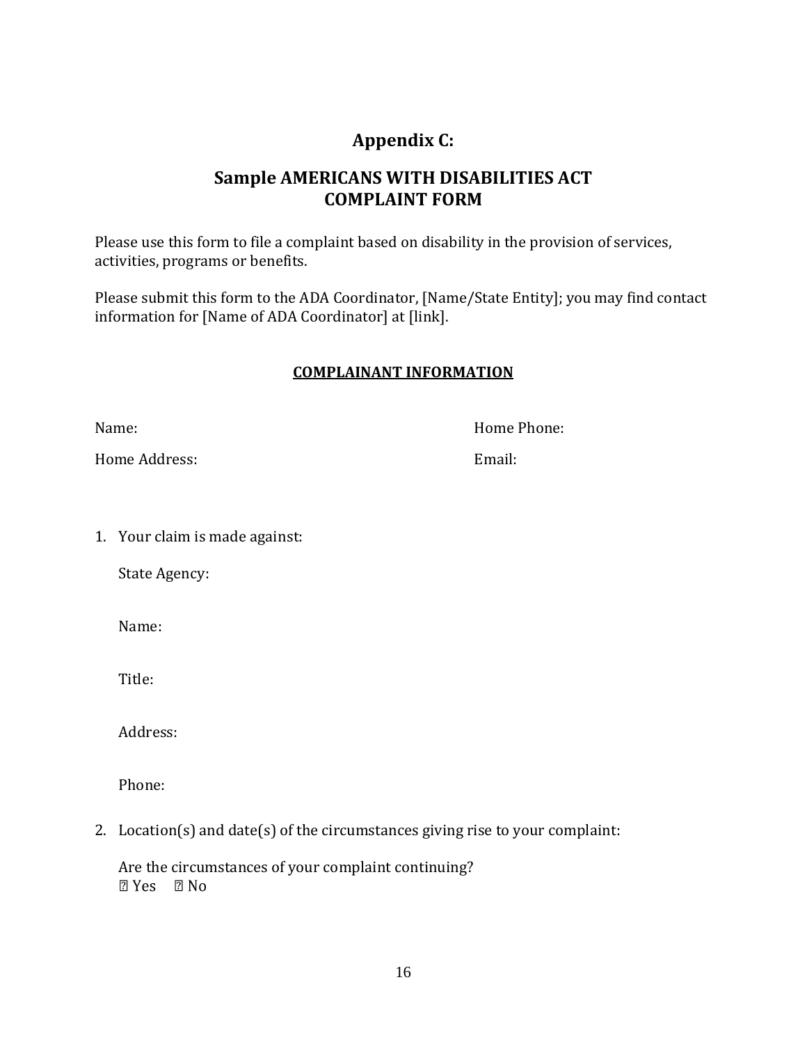# Appendix C:

## Sample AMERICANS WITH DISABILITIES ACT COMPLAINT FORM

Please use this form to file a complaint based on disability in the provision of services, activities, programs or benefits.

Please submit this form to the ADA Coordinator, [Name/State Entity]; you may find contact information for [Name of ADA Coordinator] at [link].

**COMPLAINANT INFORMATION**

Name: Home Phone:

Home Address: Email:

1. Your claim is made against:

   State Agency:

   Name:

   Title:

   Address:

   Phone:

2. Location(s) and date(s) of the circumstances giving rise to your complaint:

   Are the circumstances of your complaint continuing?
   ☐ Yes ☐ No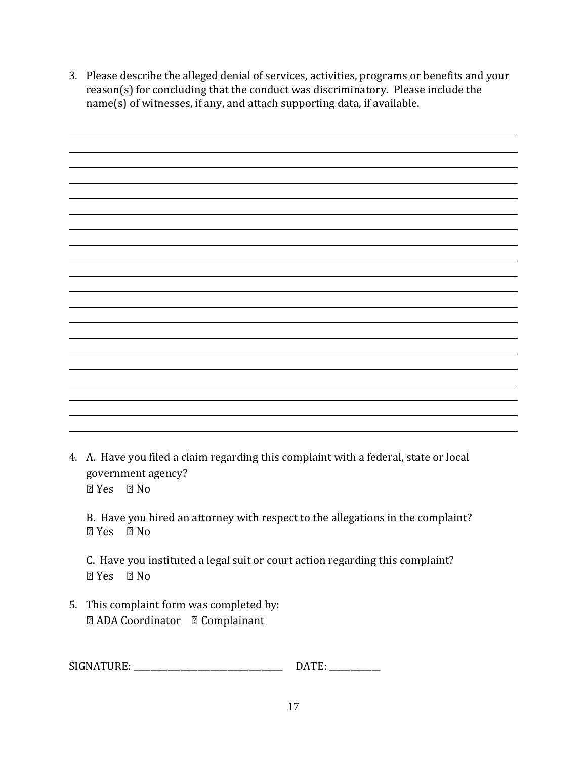3. Please describe the alleged denial of services, activities, programs or benefits and your reason(s) for concluding that the conduct was discriminatory. Please include the name(s) of witnesses, if any, and attach supporting data, if available.

_______________________________________________________________________________
_______________________________________________________________________________
_______________________________________________________________________________
_______________________________________________________________________________
_______________________________________________________________________________
_______________________________________________________________________________
_______________________________________________________________________________
_______________________________________________________________________________
_______________________________________________________________________________
_______________________________________________________________________________
_______________________________________________________________________________
_______________________________________________________________________________
_______________________________________________________________________________
_______________________________________________________________________________
_______________________________________________________________________________
_______________________________________________________________________________
_______________________________________________________________________________
_______________________________________________________________________________
_______________________________________________________________________________
_______________________________________________________________________________

4. A. Have you filed a claim regarding this complaint with a federal, state or local government agency?
   ☐ Yes ☐ No

   B. Have you hired an attorney with respect to the allegations in the complaint?
   ☐ Yes ☐ No

   C. Have you instituted a legal suit or court action regarding this complaint?
   ☐ Yes ☐ No

5. This complaint form was completed by:
   ☐ ADA Coordinator ☐ Complainant

SIGNATURE: ___________________________________ DATE: ____________